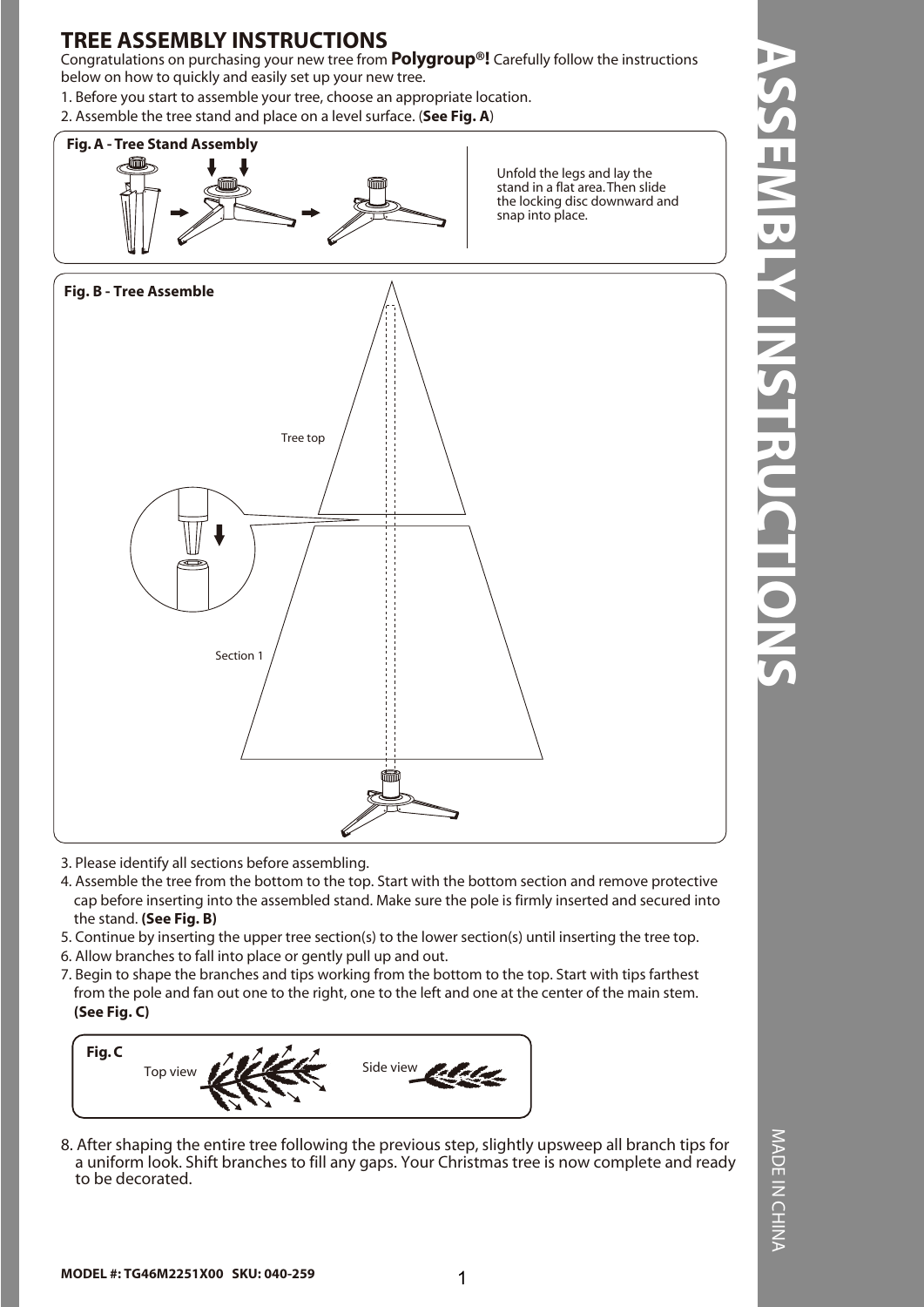# TREE ASSEMBLY INSTRUCTIONS

Congratulations on purchasing your new tree from **Polygroup®!** Carefully follow the instructions below on how to quickly and easily set up your new tree.

1. Before you start to assemble your tree, choose an appropriate location.
2. Assemble the tree stand and place on a level surface. (**See Fig. A**)

**Fig. A - Tree Stand Assembly**

Unfold the legs and lay the stand in a flat area. Then slide the locking disc downward and snap into place.

**Fig. B - Tree Assemble**

Tree top

Section 1

3. Please identify all sections before assembling.
4. Assemble the tree from the bottom to the top. Start with the bottom section and remove protective cap before inserting into the assembled stand. Make sure the pole is firmly inserted and secured into the stand. **(See Fig. B)**
5. Continue by inserting the upper tree section(s) to the lower section(s) until inserting the tree top.
6. Allow branches to fall into place or gently pull up and out.
7. Begin to shape the branches and tips working from the bottom to the top. Start with tips farthest from the pole and fan out one to the right, one to the left and one at the center of the main stem. **(See Fig. C)**

**Fig. C**

Top view

Side view

8. After shaping the entire tree following the previous step, slightly upsweep all branch tips for a uniform look. Shift branches to fill any gaps. Your Christmas tree is now complete and ready to be decorated.

**MODEL #: TG46M2251X00 SKU: 040-259**

ASSEMBLY INSTRUCTIONS

MADE IN CHINA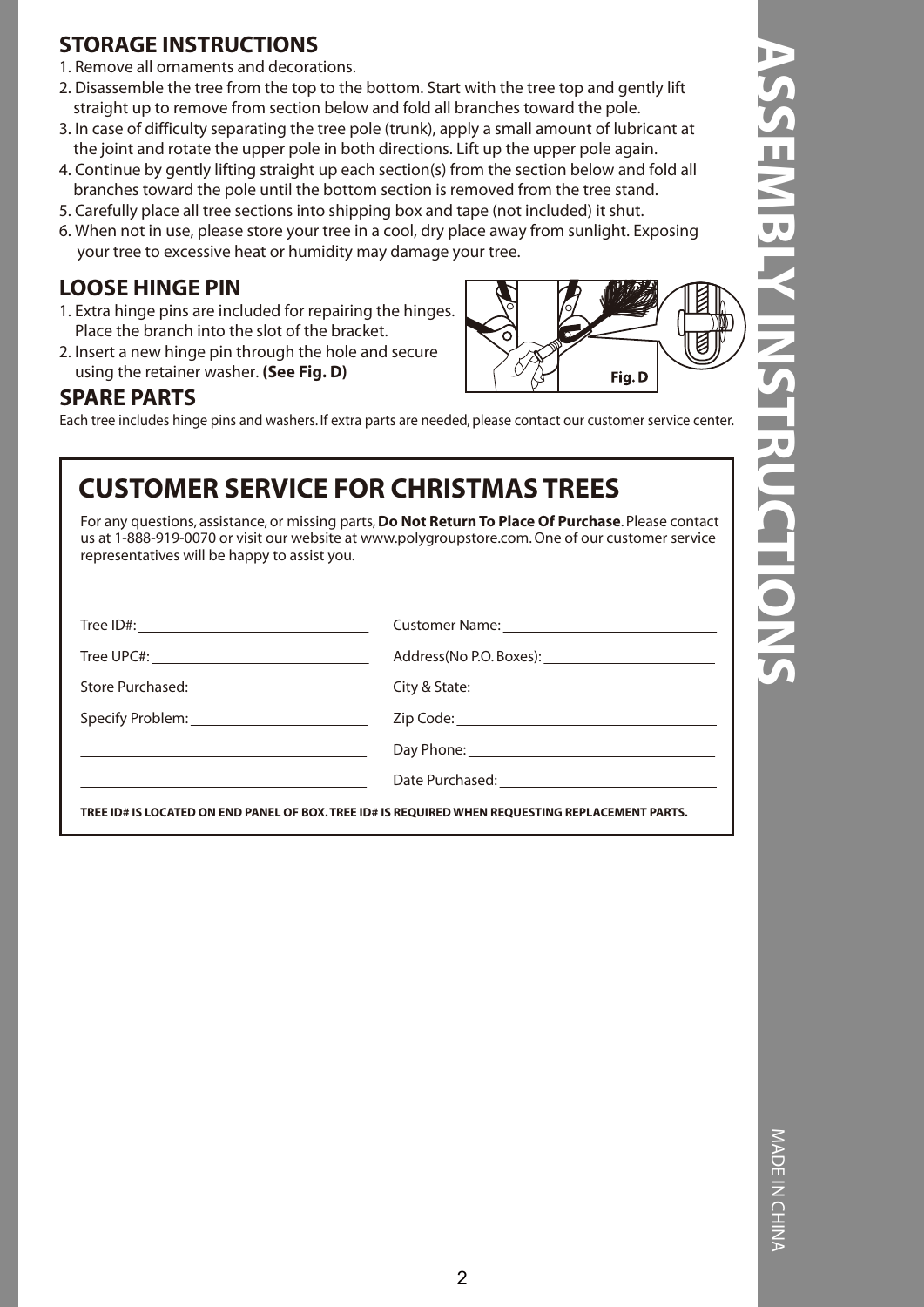## STORAGE INSTRUCTIONS

1. Remove all ornaments and decorations.
2. Disassemble the tree from the top to the bottom. Start with the tree top and gently lift straight up to remove from section below and fold all branches toward the pole.
3. In case of difficulty separating the tree pole (trunk), apply a small amount of lubricant at the joint and rotate the upper pole in both directions. Lift up the upper pole again.
4. Continue by gently lifting straight up each section(s) from the section below and fold all branches toward the pole until the bottom section is removed from the tree stand.
5. Carefully place all tree sections into shipping box and tape (not included) it shut.
6. When not in use, please store your tree in a cool, dry place away from sunlight. Exposing your tree to excessive heat or humidity may damage your tree.

## LOOSE HINGE PIN

1. Extra hinge pins are included for repairing the hinges. Place the branch into the slot of the bracket.
2. Insert a new hinge pin through the hole and secure using the retainer washer. **(See Fig. D)**

Fig. D

## SPARE PARTS

Each tree includes hinge pins and washers. If extra parts are needed, please contact our customer service center.

## CUSTOMER SERVICE FOR CHRISTMAS TREES

For any questions, assistance, or missing parts, **Do Not Return To Place Of Purchase**. Please contact us at 1-888-919-0070 or visit our website at www.polygroupstore.com. One of our customer service representatives will be happy to assist you.

| | |
|---|---|
| Tree ID#: ____________ | Customer Name: ____________ |
| Tree UPC#: ____________ | Address(No P.O. Boxes): ____________ |
| Store Purchased: ____________ | City & State: ____________ |
| Specify Problem: ____________ | Zip Code: ____________ |
| ____________ | Day Phone: ____________ |
| ____________ | Date Purchased: ____________ |

**TREE ID# IS LOCATED ON END PANEL OF BOX. TREE ID# IS REQUIRED WHEN REQUESTING REPLACEMENT PARTS.**

ASSEMBLY INSTRUCTIONS

MADE IN CHINA